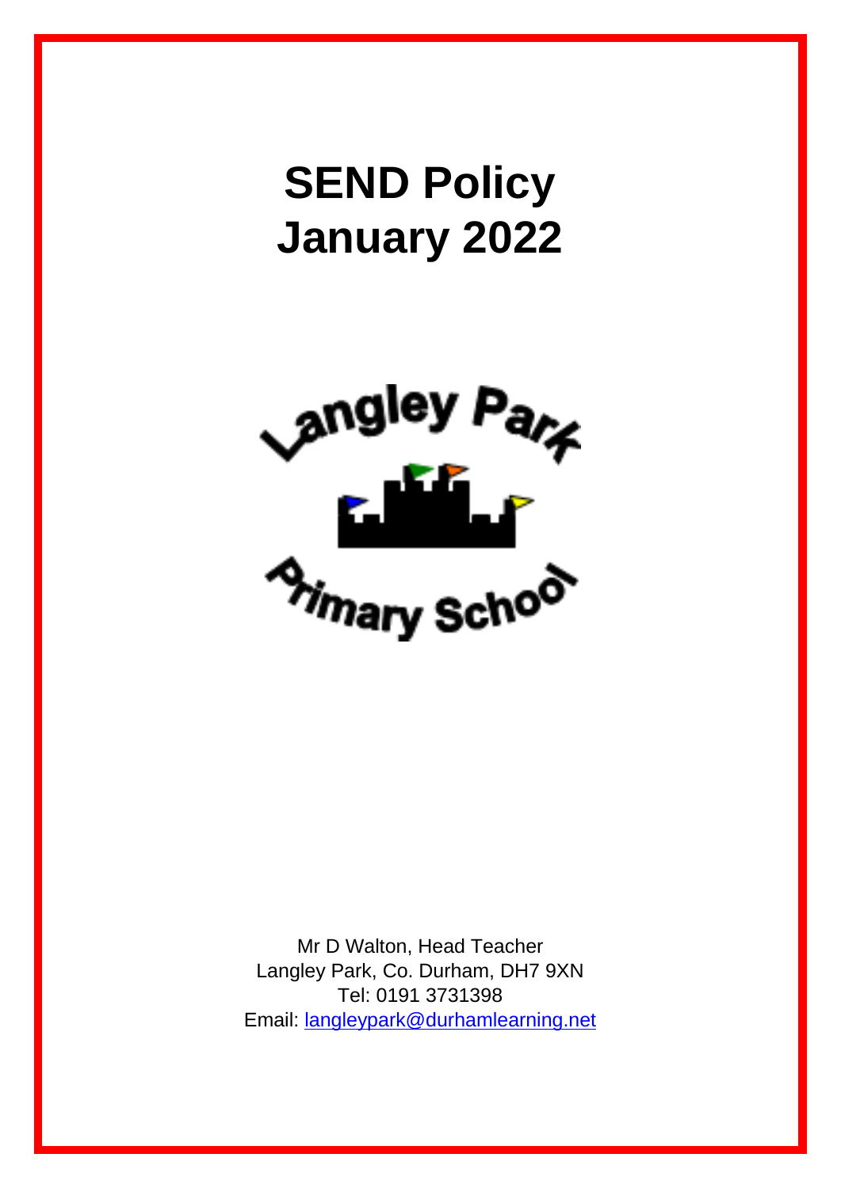# SEND Policy
# January 2022

Langley Park Primary School

Mr D Walton, Head Teacher
Langley Park, Co. Durham, DH7 9XN
Tel: 0191 3731398
Email: langleypark@durhamlearning.net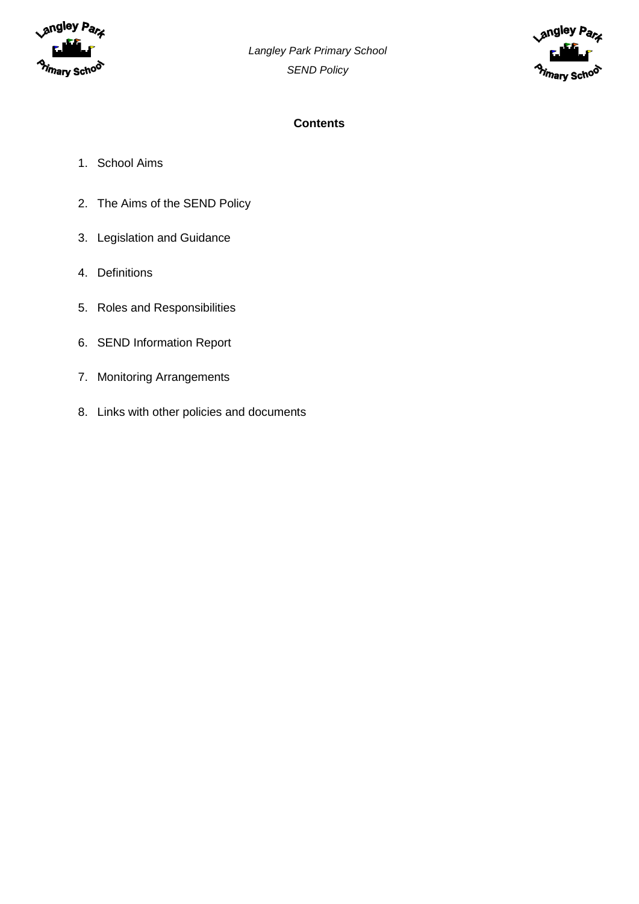**Contents**

1. School Aims
2. The Aims of the SEND Policy
3. Legislation and Guidance
4. Definitions
5. Roles and Responsibilities
6. SEND Information Report
7. Monitoring Arrangements
8. Links with other policies and documents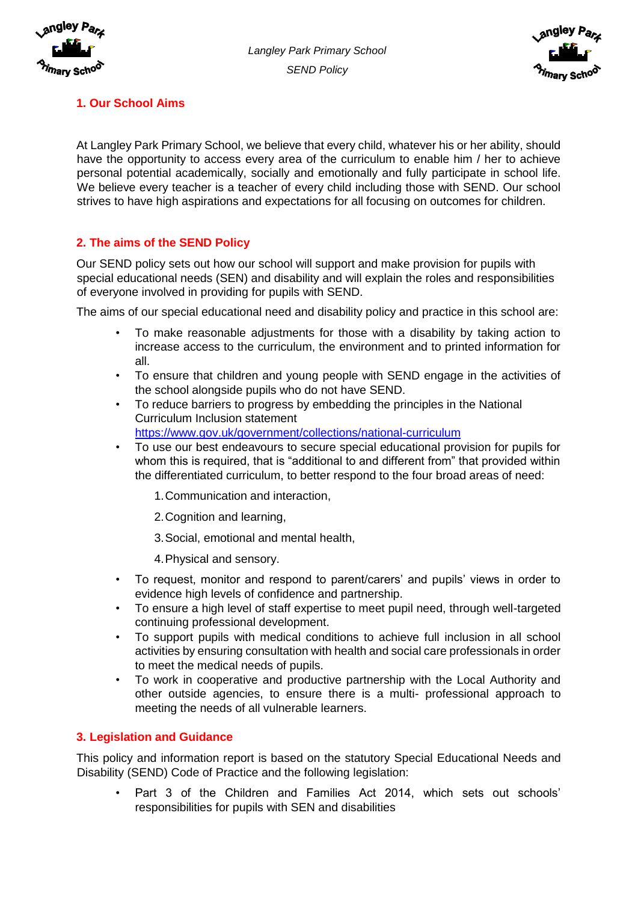## 1. Our School Aims

At Langley Park Primary School, we believe that every child, whatever his or her ability, should have the opportunity to access every area of the curriculum to enable him / her to achieve personal potential academically, socially and emotionally and fully participate in school life. We believe every teacher is a teacher of every child including those with SEND. Our school strives to have high aspirations and expectations for all focusing on outcomes for children.

## 2. The aims of the SEND Policy

Our SEND policy sets out how our school will support and make provision for pupils with special educational needs (SEN) and disability and will explain the roles and responsibilities of everyone involved in providing for pupils with SEND.

The aims of our special educational need and disability policy and practice in this school are:

- To make reasonable adjustments for those with a disability by taking action to increase access to the curriculum, the environment and to printed information for all.
- To ensure that children and young people with SEND engage in the activities of the school alongside pupils who do not have SEND.
- To reduce barriers to progress by embedding the principles in the National Curriculum Inclusion statement https://www.gov.uk/government/collections/national-curriculum
- To use our best endeavours to secure special educational provision for pupils for whom this is required, that is "additional to and different from" that provided within the differentiated curriculum, to better respond to the four broad areas of need:
    1. Communication and interaction,
    2. Cognition and learning,
    3. Social, emotional and mental health,
    4. Physical and sensory.
- To request, monitor and respond to parent/carers' and pupils' views in order to evidence high levels of confidence and partnership.
- To ensure a high level of staff expertise to meet pupil need, through well-targeted continuing professional development.
- To support pupils with medical conditions to achieve full inclusion in all school activities by ensuring consultation with health and social care professionals in order to meet the medical needs of pupils.
- To work in cooperative and productive partnership with the Local Authority and other outside agencies, to ensure there is a multi- professional approach to meeting the needs of all vulnerable learners.

## 3. Legislation and Guidance

This policy and information report is based on the statutory Special Educational Needs and Disability (SEND) Code of Practice and the following legislation:

- Part 3 of the Children and Families Act 2014, which sets out schools' responsibilities for pupils with SEN and disabilities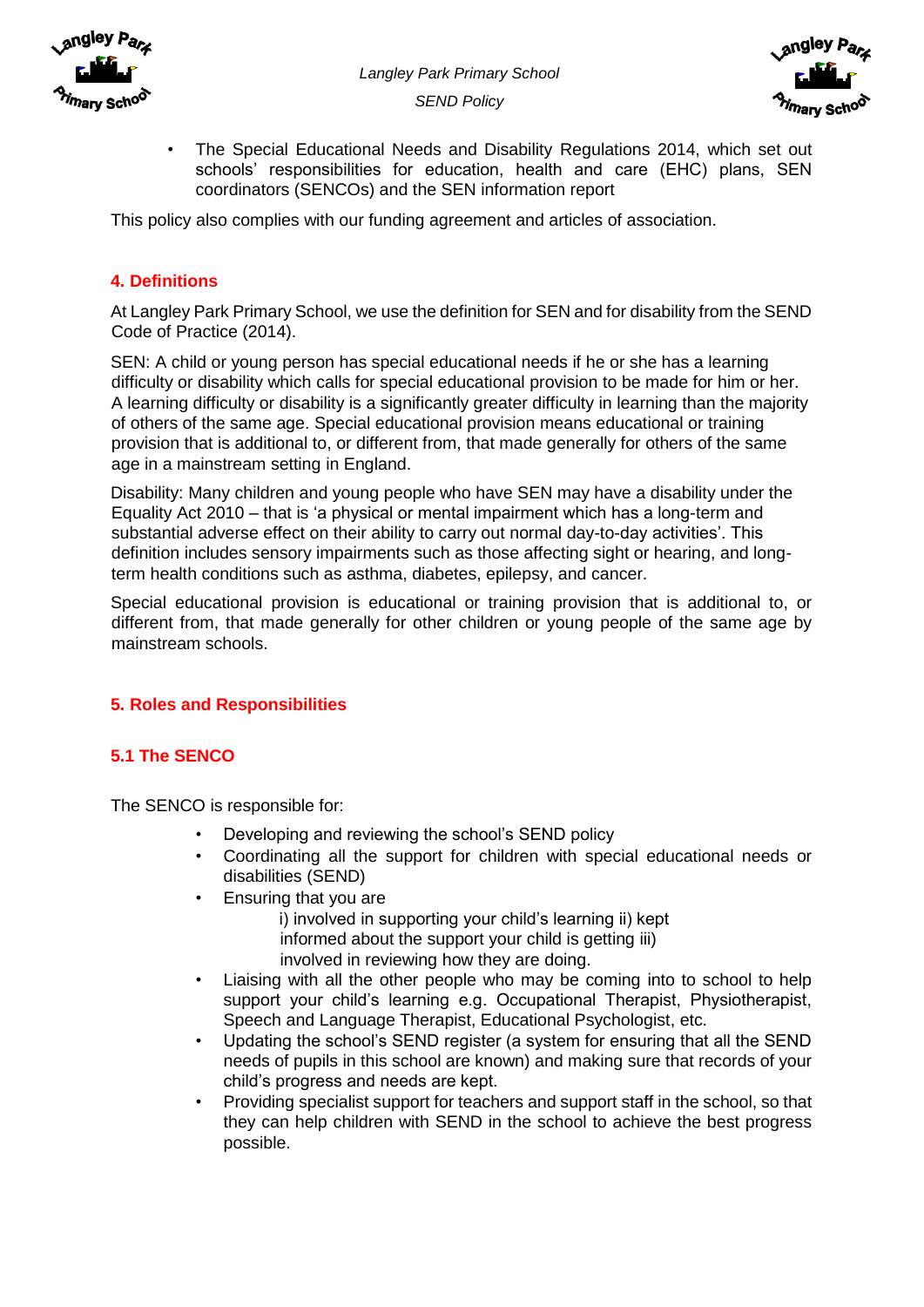- The Special Educational Needs and Disability Regulations 2014, which set out schools' responsibilities for education, health and care (EHC) plans, SEN coordinators (SENCOs) and the SEN information report

This policy also complies with our funding agreement and articles of association.

## 4. Definitions

At Langley Park Primary School, we use the definition for SEN and for disability from the SEND Code of Practice (2014).

SEN: A child or young person has special educational needs if he or she has a learning difficulty or disability which calls for special educational provision to be made for him or her. A learning difficulty or disability is a significantly greater difficulty in learning than the majority of others of the same age. Special educational provision means educational or training provision that is additional to, or different from, that made generally for others of the same age in a mainstream setting in England.

Disability: Many children and young people who have SEN may have a disability under the Equality Act 2010 – that is 'a physical or mental impairment which has a long-term and substantial adverse effect on their ability to carry out normal day-to-day activities'. This definition includes sensory impairments such as those affecting sight or hearing, and long-term health conditions such as asthma, diabetes, epilepsy, and cancer.

Special educational provision is educational or training provision that is additional to, or different from, that made generally for other children or young people of the same age by mainstream schools.

## 5. Roles and Responsibilities

### 5.1 The SENCO

The SENCO is responsible for:

- Developing and reviewing the school's SEND policy
- Coordinating all the support for children with special educational needs or disabilities (SEND)
- Ensuring that you are
  - i) involved in supporting your child's learning
  - ii) kept informed about the support your child is getting
  - iii) involved in reviewing how they are doing.
- Liaising with all the other people who may be coming into to school to help support your child's learning e.g. Occupational Therapist, Physiotherapist, Speech and Language Therapist, Educational Psychologist, etc.
- Updating the school's SEND register (a system for ensuring that all the SEND needs of pupils in this school are known) and making sure that records of your child's progress and needs are kept.
- Providing specialist support for teachers and support staff in the school, so that they can help children with SEND in the school to achieve the best progress possible.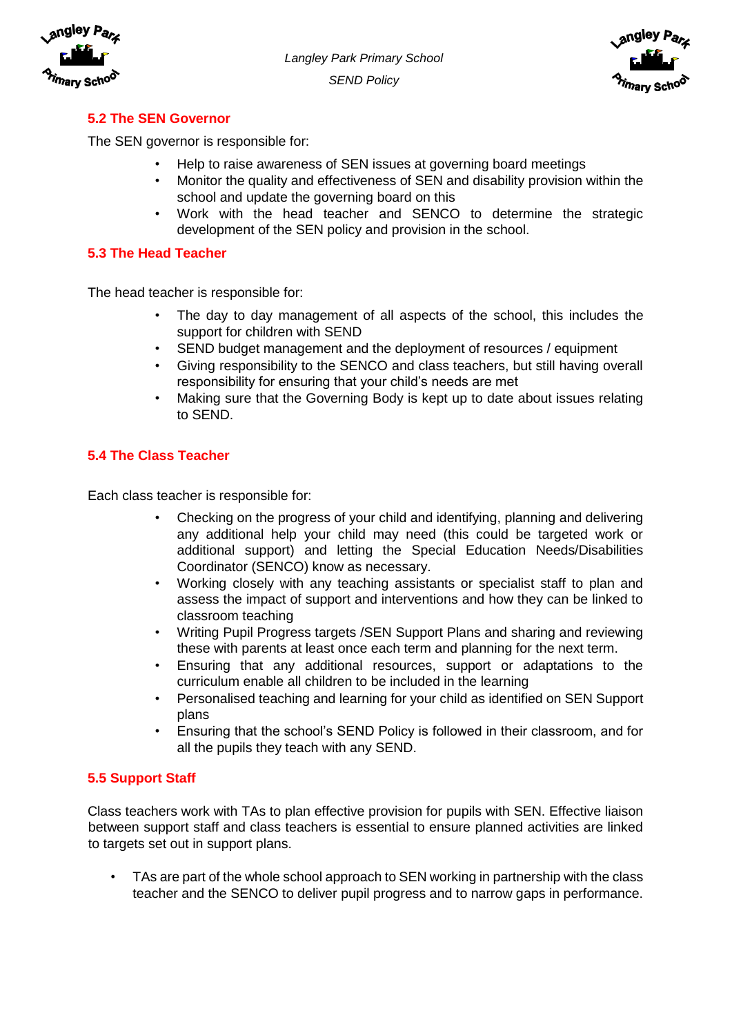### 5.2 The SEN Governor

The SEN governor is responsible for:

- Help to raise awareness of SEN issues at governing board meetings
- Monitor the quality and effectiveness of SEN and disability provision within the school and update the governing board on this
- Work with the head teacher and SENCO to determine the strategic development of the SEN policy and provision in the school.

### 5.3 The Head Teacher

The head teacher is responsible for:

- The day to day management of all aspects of the school, this includes the support for children with SEND
- SEND budget management and the deployment of resources / equipment
- Giving responsibility to the SENCO and class teachers, but still having overall responsibility for ensuring that your child's needs are met
- Making sure that the Governing Body is kept up to date about issues relating to SEND.

### 5.4 The Class Teacher

Each class teacher is responsible for:

- Checking on the progress of your child and identifying, planning and delivering any additional help your child may need (this could be targeted work or additional support) and letting the Special Education Needs/Disabilities Coordinator (SENCO) know as necessary.
- Working closely with any teaching assistants or specialist staff to plan and assess the impact of support and interventions and how they can be linked to classroom teaching
- Writing Pupil Progress targets /SEN Support Plans and sharing and reviewing these with parents at least once each term and planning for the next term.
- Ensuring that any additional resources, support or adaptations to the curriculum enable all children to be included in the learning
- Personalised teaching and learning for your child as identified on SEN Support plans
- Ensuring that the school's SEND Policy is followed in their classroom, and for all the pupils they teach with any SEND.

### 5.5 Support Staff

Class teachers work with TAs to plan effective provision for pupils with SEN. Effective liaison between support staff and class teachers is essential to ensure planned activities are linked to targets set out in support plans.

- TAs are part of the whole school approach to SEN working in partnership with the class teacher and the SENCO to deliver pupil progress and to narrow gaps in performance.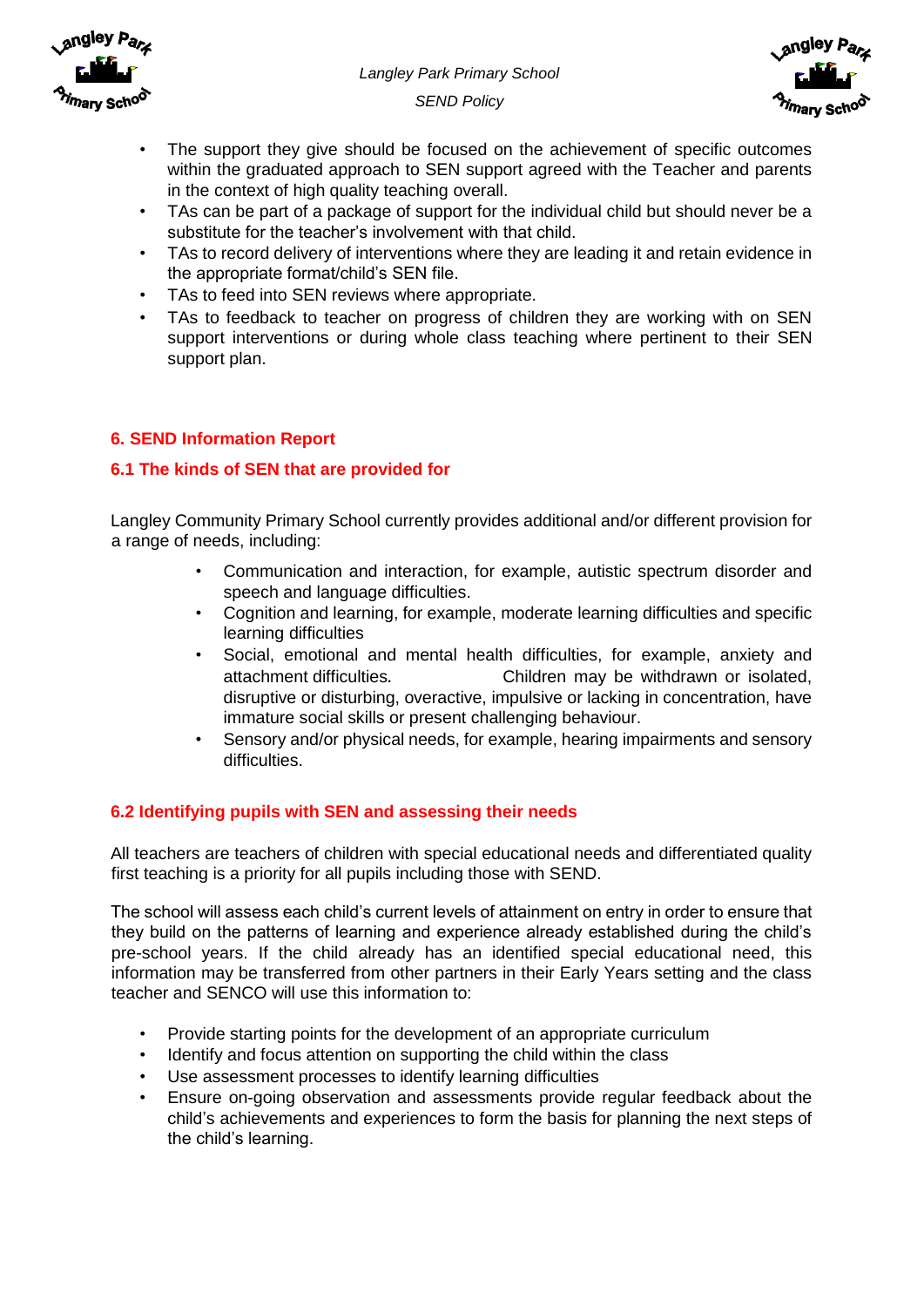- The support they give should be focused on the achievement of specific outcomes within the graduated approach to SEN support agreed with the Teacher and parents in the context of high quality teaching overall.
- TAs can be part of a package of support for the individual child but should never be a substitute for the teacher's involvement with that child.
- TAs to record delivery of interventions where they are leading it and retain evidence in the appropriate format/child's SEN file.
- TAs to feed into SEN reviews where appropriate.
- TAs to feedback to teacher on progress of children they are working with on SEN support interventions or during whole class teaching where pertinent to their SEN support plan.

## 6. SEND Information Report

### 6.1 The kinds of SEN that are provided for

Langley Community Primary School currently provides additional and/or different provision for a range of needs, including:

- Communication and interaction, for example, autistic spectrum disorder and speech and language difficulties.
- Cognition and learning, for example, moderate learning difficulties and specific learning difficulties
- Social, emotional and mental health difficulties, for example, anxiety and attachment difficulties. Children may be withdrawn or isolated, disruptive or disturbing, overactive, impulsive or lacking in concentration, have immature social skills or present challenging behaviour.
- Sensory and/or physical needs, for example, hearing impairments and sensory difficulties.

### 6.2 Identifying pupils with SEN and assessing their needs

All teachers are teachers of children with special educational needs and differentiated quality first teaching is a priority for all pupils including those with SEND.

The school will assess each child's current levels of attainment on entry in order to ensure that they build on the patterns of learning and experience already established during the child's pre-school years. If the child already has an identified special educational need, this information may be transferred from other partners in their Early Years setting and the class teacher and SENCO will use this information to:

- Provide starting points for the development of an appropriate curriculum
- Identify and focus attention on supporting the child within the class
- Use assessment processes to identify learning difficulties
- Ensure on-going observation and assessments provide regular feedback about the child's achievements and experiences to form the basis for planning the next steps of the child's learning.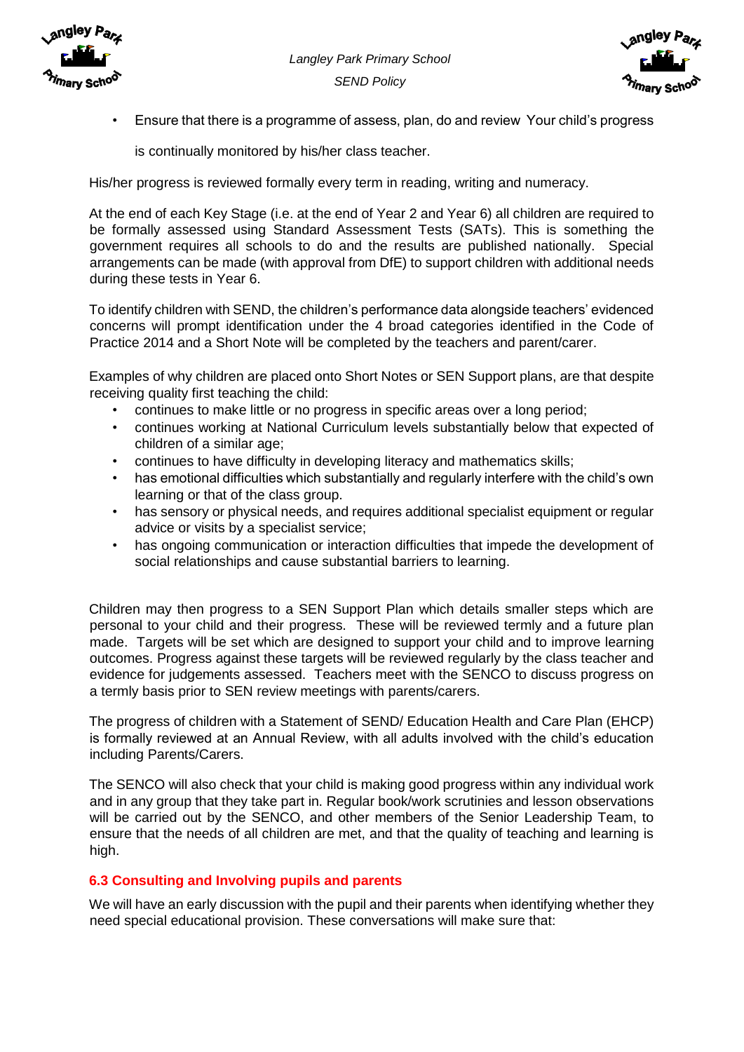- Ensure that there is a programme of assess, plan, do and review Your child's progress

  is continually monitored by his/her class teacher.

His/her progress is reviewed formally every term in reading, writing and numeracy.

At the end of each Key Stage (i.e. at the end of Year 2 and Year 6) all children are required to be formally assessed using Standard Assessment Tests (SATs). This is something the government requires all schools to do and the results are published nationally. Special arrangements can be made (with approval from DfE) to support children with additional needs during these tests in Year 6.

To identify children with SEND, the children's performance data alongside teachers' evidenced concerns will prompt identification under the 4 broad categories identified in the Code of Practice 2014 and a Short Note will be completed by the teachers and parent/carer.

Examples of why children are placed onto Short Notes or SEN Support plans, are that despite receiving quality first teaching the child:

- continues to make little or no progress in specific areas over a long period;
- continues working at National Curriculum levels substantially below that expected of children of a similar age;
- continues to have difficulty in developing literacy and mathematics skills;
- has emotional difficulties which substantially and regularly interfere with the child's own learning or that of the class group.
- has sensory or physical needs, and requires additional specialist equipment or regular advice or visits by a specialist service;
- has ongoing communication or interaction difficulties that impede the development of social relationships and cause substantial barriers to learning.

Children may then progress to a SEN Support Plan which details smaller steps which are personal to your child and their progress. These will be reviewed termly and a future plan made. Targets will be set which are designed to support your child and to improve learning outcomes. Progress against these targets will be reviewed regularly by the class teacher and evidence for judgements assessed. Teachers meet with the SENCO to discuss progress on a termly basis prior to SEN review meetings with parents/carers.

The progress of children with a Statement of SEND/ Education Health and Care Plan (EHCP) is formally reviewed at an Annual Review, with all adults involved with the child's education including Parents/Carers.

The SENCO will also check that your child is making good progress within any individual work and in any group that they take part in. Regular book/work scrutinies and lesson observations will be carried out by the SENCO, and other members of the Senior Leadership Team, to ensure that the needs of all children are met, and that the quality of teaching and learning is high.

### 6.3 Consulting and Involving pupils and parents

We will have an early discussion with the pupil and their parents when identifying whether they need special educational provision. These conversations will make sure that: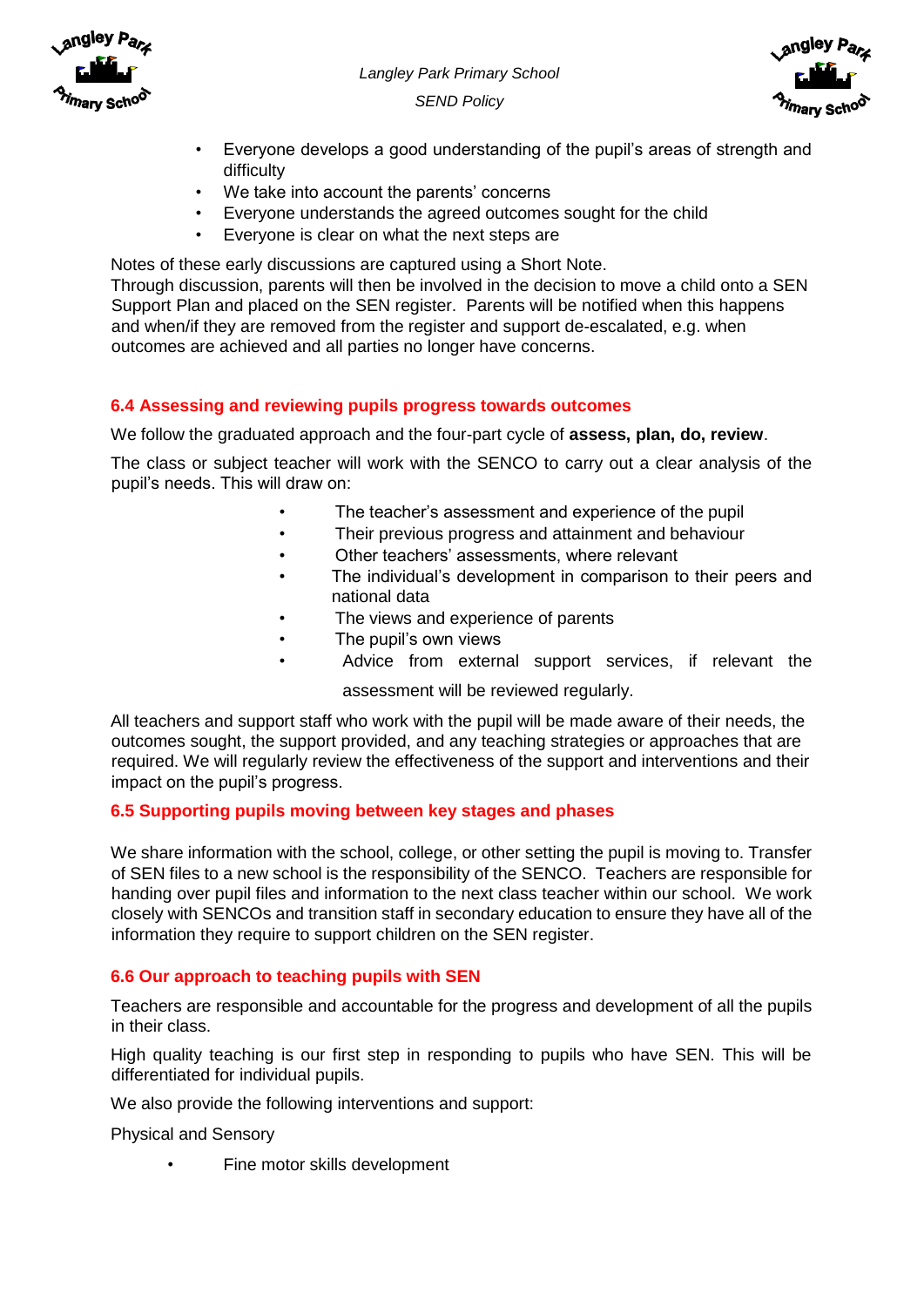- Everyone develops a good understanding of the pupil's areas of strength and difficulty
- We take into account the parents' concerns
- Everyone understands the agreed outcomes sought for the child
- Everyone is clear on what the next steps are

Notes of these early discussions are captured using a Short Note.
Through discussion, parents will then be involved in the decision to move a child onto a SEN Support Plan and placed on the SEN register. Parents will be notified when this happens and when/if they are removed from the register and support de-escalated, e.g. when outcomes are achieved and all parties no longer have concerns.

### 6.4 Assessing and reviewing pupils progress towards outcomes

We follow the graduated approach and the four-part cycle of **assess, plan, do, review**.

The class or subject teacher will work with the SENCO to carry out a clear analysis of the pupil's needs. This will draw on:

- The teacher's assessment and experience of the pupil
- Their previous progress and attainment and behaviour
- Other teachers' assessments, where relevant
- The individual's development in comparison to their peers and national data
- The views and experience of parents
- The pupil's own views
- Advice from external support services, if relevant the assessment will be reviewed regularly.

All teachers and support staff who work with the pupil will be made aware of their needs, the outcomes sought, the support provided, and any teaching strategies or approaches that are required. We will regularly review the effectiveness of the support and interventions and their impact on the pupil's progress.

### 6.5 Supporting pupils moving between key stages and phases

We share information with the school, college, or other setting the pupil is moving to. Transfer of SEN files to a new school is the responsibility of the SENCO. Teachers are responsible for handing over pupil files and information to the next class teacher within our school. We work closely with SENCOs and transition staff in secondary education to ensure they have all of the information they require to support children on the SEN register.

### 6.6 Our approach to teaching pupils with SEN

Teachers are responsible and accountable for the progress and development of all the pupils in their class.

High quality teaching is our first step in responding to pupils who have SEN. This will be differentiated for individual pupils.

We also provide the following interventions and support:

Physical and Sensory

- Fine motor skills development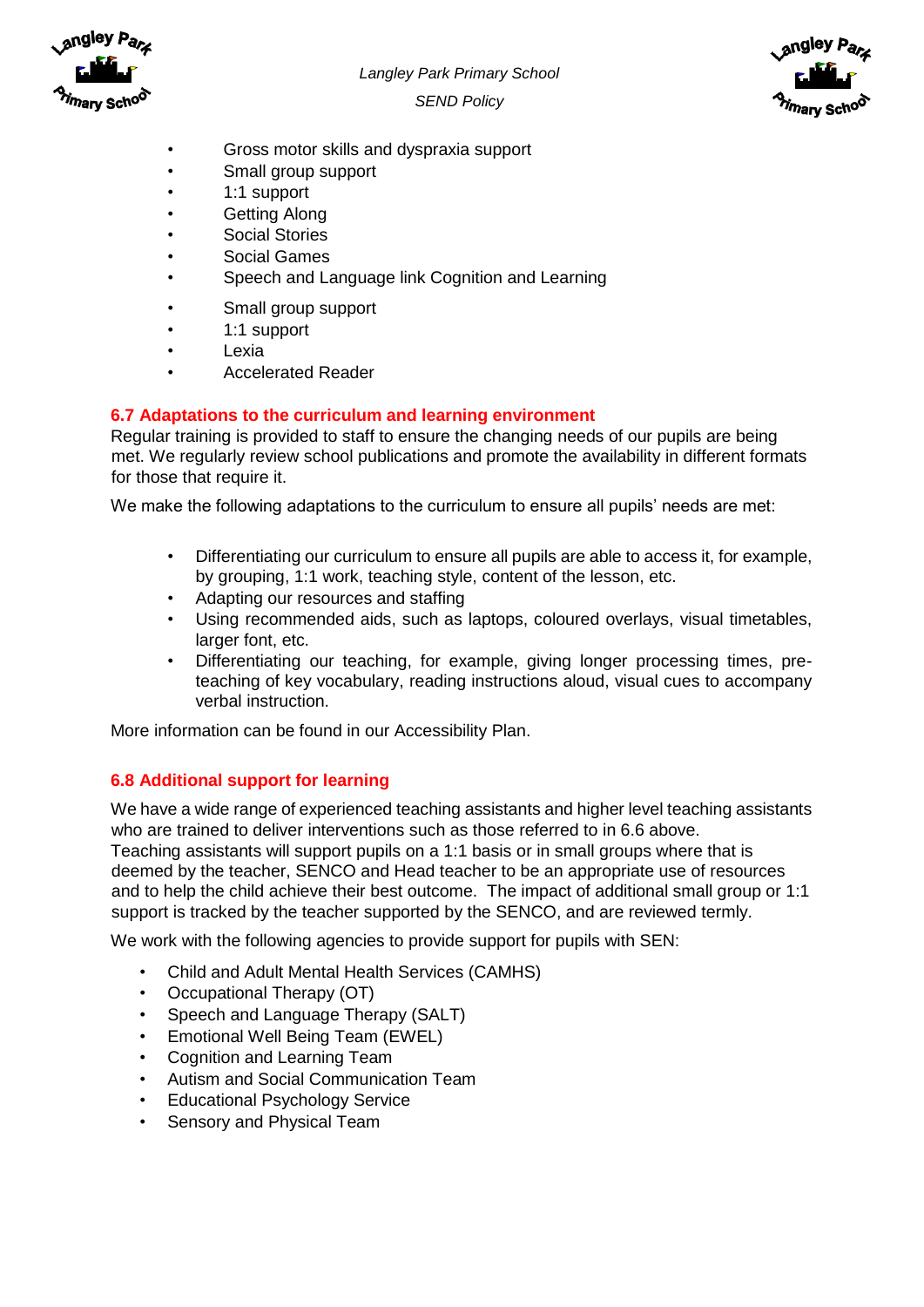- Gross motor skills and dyspraxia support
- Small group support
- 1:1 support
- Getting Along
- Social Stories
- Social Games
- Speech and Language link Cognition and Learning

- Small group support
- 1:1 support
- Lexia
- Accelerated Reader

### 6.7 Adaptations to the curriculum and learning environment

Regular training is provided to staff to ensure the changing needs of our pupils are being met. We regularly review school publications and promote the availability in different formats for those that require it.

We make the following adaptations to the curriculum to ensure all pupils' needs are met:

- Differentiating our curriculum to ensure all pupils are able to access it, for example, by grouping, 1:1 work, teaching style, content of the lesson, etc.
- Adapting our resources and staffing
- Using recommended aids, such as laptops, coloured overlays, visual timetables, larger font, etc.
- Differentiating our teaching, for example, giving longer processing times, pre-teaching of key vocabulary, reading instructions aloud, visual cues to accompany verbal instruction.

More information can be found in our Accessibility Plan.

### 6.8 Additional support for learning

We have a wide range of experienced teaching assistants and higher level teaching assistants who are trained to deliver interventions such as those referred to in 6.6 above.
Teaching assistants will support pupils on a 1:1 basis or in small groups where that is deemed by the teacher, SENCO and Head teacher to be an appropriate use of resources and to help the child achieve their best outcome. The impact of additional small group or 1:1 support is tracked by the teacher supported by the SENCO, and are reviewed termly.

We work with the following agencies to provide support for pupils with SEN:

- Child and Adult Mental Health Services (CAMHS)
- Occupational Therapy (OT)
- Speech and Language Therapy (SALT)
- Emotional Well Being Team (EWEL)
- Cognition and Learning Team
- Autism and Social Communication Team
- Educational Psychology Service
- Sensory and Physical Team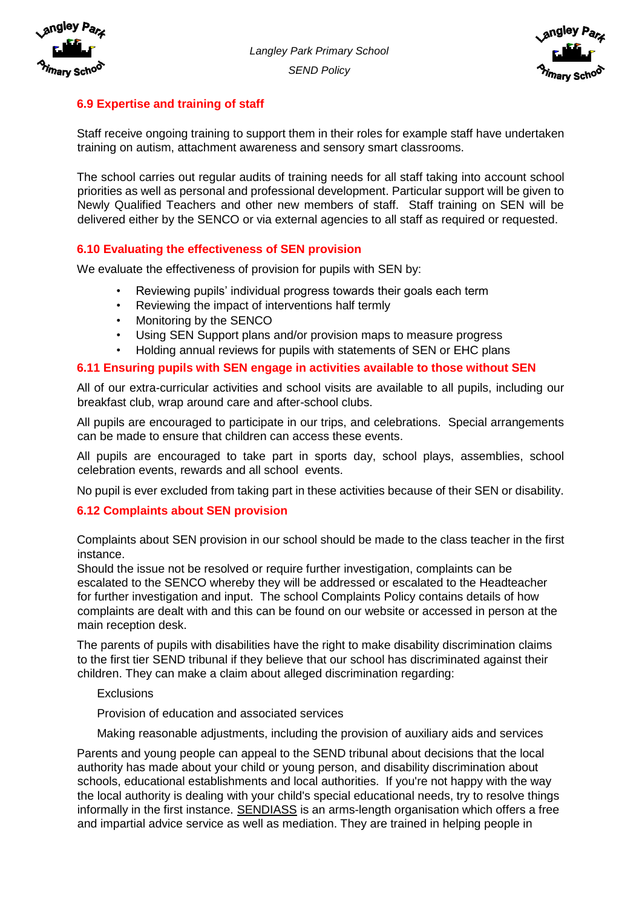### 6.9 Expertise and training of staff

Staff receive ongoing training to support them in their roles for example staff have undertaken training on autism, attachment awareness and sensory smart classrooms.

The school carries out regular audits of training needs for all staff taking into account school priorities as well as personal and professional development. Particular support will be given to Newly Qualified Teachers and other new members of staff. Staff training on SEN will be delivered either by the SENCO or via external agencies to all staff as required or requested.

### 6.10 Evaluating the effectiveness of SEN provision

We evaluate the effectiveness of provision for pupils with SEN by:

- Reviewing pupils' individual progress towards their goals each term
- Reviewing the impact of interventions half termly
- Monitoring by the SENCO
- Using SEN Support plans and/or provision maps to measure progress
- Holding annual reviews for pupils with statements of SEN or EHC plans

### 6.11 Ensuring pupils with SEN engage in activities available to those without SEN

All of our extra-curricular activities and school visits are available to all pupils, including our breakfast club, wrap around care and after-school clubs.

All pupils are encouraged to participate in our trips, and celebrations. Special arrangements can be made to ensure that children can access these events.

All pupils are encouraged to take part in sports day, school plays, assemblies, school celebration events, rewards and all school events.

No pupil is ever excluded from taking part in these activities because of their SEN or disability.

### 6.12 Complaints about SEN provision

Complaints about SEN provision in our school should be made to the class teacher in the first instance.
Should the issue not be resolved or require further investigation, complaints can be escalated to the SENCO whereby they will be addressed or escalated to the Headteacher for further investigation and input. The school Complaints Policy contains details of how complaints are dealt with and this can be found on our website or accessed in person at the main reception desk.

The parents of pupils with disabilities have the right to make disability discrimination claims to the first tier SEND tribunal if they believe that our school has discriminated against their children. They can make a claim about alleged discrimination regarding:

Exclusions

Provision of education and associated services

Making reasonable adjustments, including the provision of auxiliary aids and services

Parents and young people can appeal to the SEND tribunal about decisions that the local authority has made about your child or young person, and disability discrimination about schools, educational establishments and local authorities. If you're not happy with the way the local authority is dealing with your child's special educational needs, try to resolve things informally in the first instance. SENDIASS is an arms-length organisation which offers a free and impartial advice service as well as mediation. They are trained in helping people in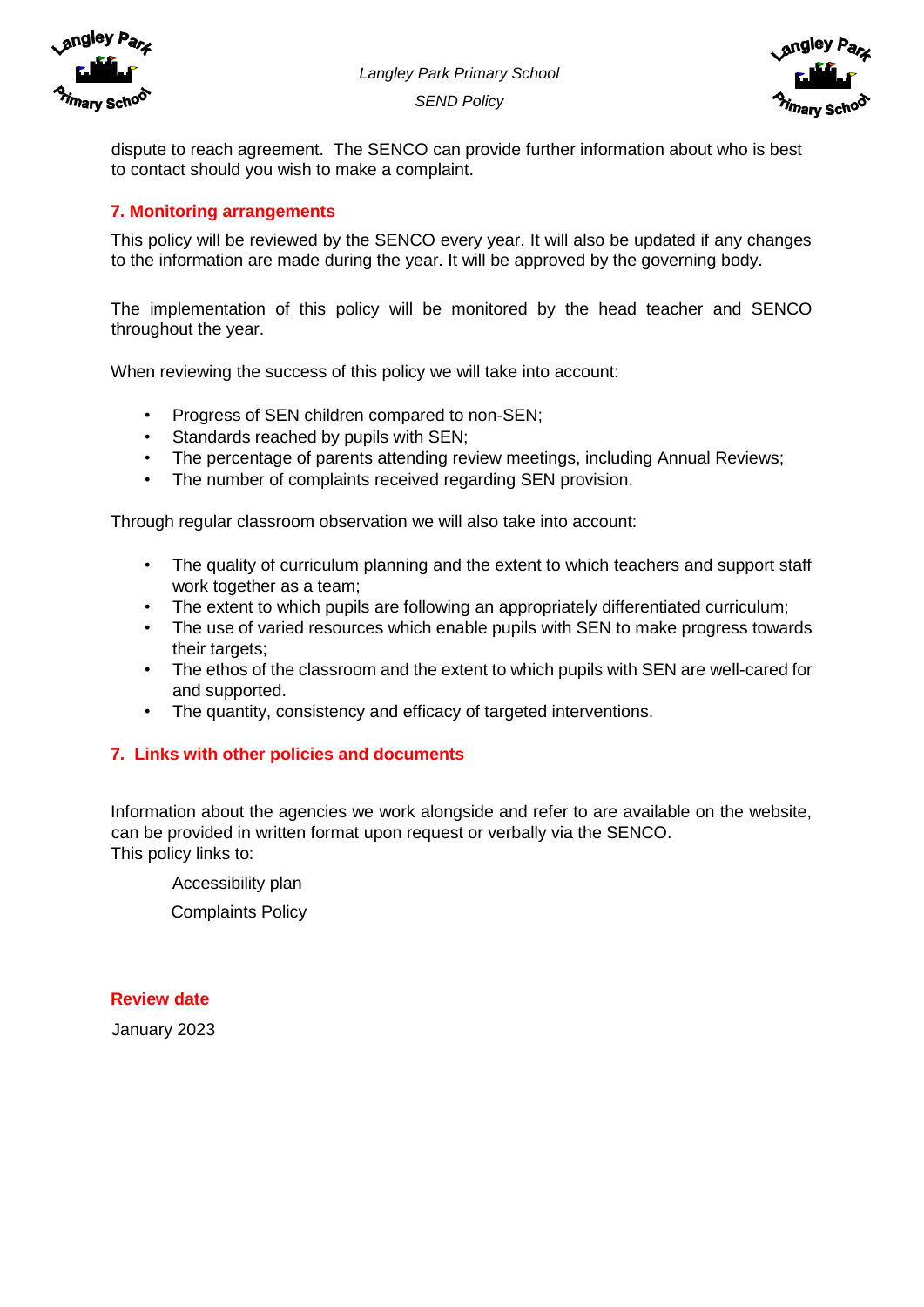dispute to reach agreement. The SENCO can provide further information about who is best to contact should you wish to make a complaint.

## 7. Monitoring arrangements

This policy will be reviewed by the SENCO every year. It will also be updated if any changes to the information are made during the year. It will be approved by the governing body.

The implementation of this policy will be monitored by the head teacher and SENCO throughout the year.

When reviewing the success of this policy we will take into account:

- Progress of SEN children compared to non-SEN;
- Standards reached by pupils with SEN;
- The percentage of parents attending review meetings, including Annual Reviews;
- The number of complaints received regarding SEN provision.

Through regular classroom observation we will also take into account:

- The quality of curriculum planning and the extent to which teachers and support staff work together as a team;
- The extent to which pupils are following an appropriately differentiated curriculum;
- The use of varied resources which enable pupils with SEN to make progress towards their targets;
- The ethos of the classroom and the extent to which pupils with SEN are well-cared for and supported.
- The quantity, consistency and efficacy of targeted interventions.

## 7. Links with other policies and documents

Information about the agencies we work alongside and refer to are available on the website, can be provided in written format upon request or verbally via the SENCO.
This policy links to:

Accessibility plan

Complaints Policy

## Review date

January 2023